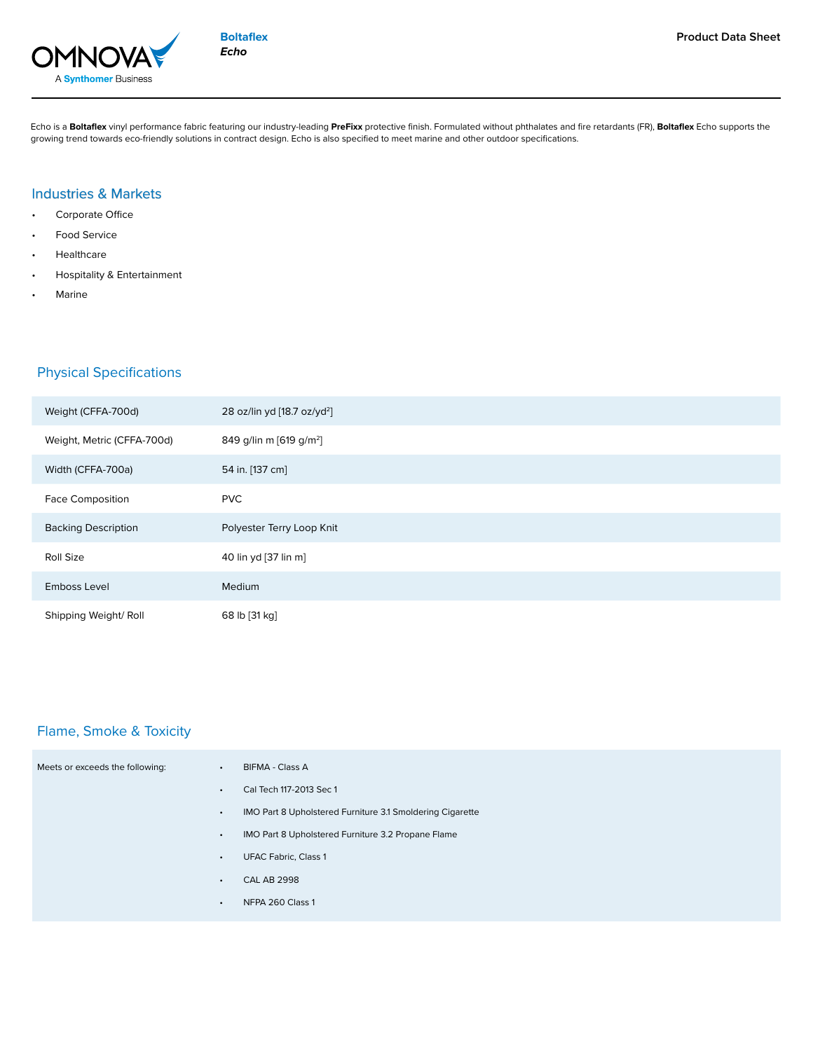**Boltaflex**
***Echo***

Product Data Sheet

Echo is a **Boltaflex** vinyl performance fabric featuring our industry-leading **PreFixx** protective finish. Formulated without phthalates and fire retardants (FR), **Boltaflex** Echo supports the growing trend towards eco-friendly solutions in contract design. Echo is also specified to meet marine and other outdoor specifications.

## Industries & Markets

- Corporate Office
- Food Service
- Healthcare
- Hospitality & Entertainment
- Marine

## Physical Specifications

| | |
|---|---|
| Weight (CFFA-700d) | 28 oz/lin yd [18.7 oz/yd²] |
| Weight, Metric (CFFA-700d) | 849 g/lin m [619 g/m²] |
| Width (CFFA-700a) | 54 in. [137 cm] |
| Face Composition | PVC |
| Backing Description | Polyester Terry Loop Knit |
| Roll Size | 40 lin yd [37 lin m] |
| Emboss Level | Medium |
| Shipping Weight/ Roll | 68 lb [31 kg] |

## Flame, Smoke & Toxicity

Meets or exceeds the following:

- BIFMA - Class A
- Cal Tech 117-2013 Sec 1
- IMO Part 8 Upholstered Furniture 3.1 Smoldering Cigarette
- IMO Part 8 Upholstered Furniture 3.2 Propane Flame
- UFAC Fabric, Class 1
- CAL AB 2998
- NFPA 260 Class 1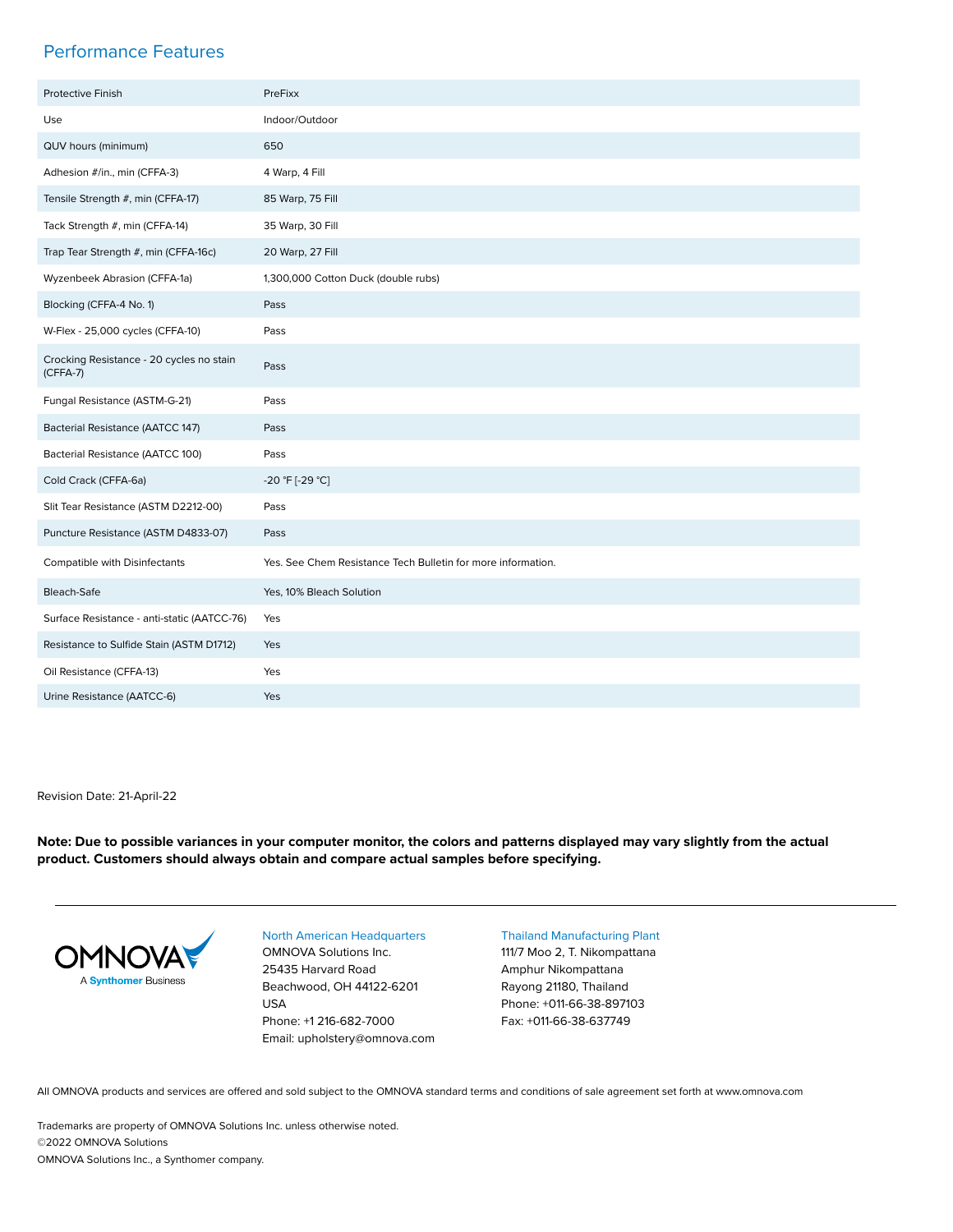## Performance Features

| | |
|---|---|
| Protective Finish | PreFixx |
| Use | Indoor/Outdoor |
| QUV hours (minimum) | 650 |
| Adhesion #/in., min (CFFA-3) | 4 Warp, 4 Fill |
| Tensile Strength #, min (CFFA-17) | 85 Warp, 75 Fill |
| Tack Strength #, min (CFFA-14) | 35 Warp, 30 Fill |
| Trap Tear Strength #, min (CFFA-16c) | 20 Warp, 27 Fill |
| Wyzenbeek Abrasion (CFFA-1a) | 1,300,000 Cotton Duck (double rubs) |
| Blocking (CFFA-4 No. 1) | Pass |
| W-Flex - 25,000 cycles (CFFA-10) | Pass |
| Crocking Resistance - 20 cycles no stain (CFFA-7) | Pass |
| Fungal Resistance (ASTM-G-21) | Pass |
| Bacterial Resistance (AATCC 147) | Pass |
| Bacterial Resistance (AATCC 100) | Pass |
| Cold Crack (CFFA-6a) | -20 °F [-29 °C] |
| Slit Tear Resistance (ASTM D2212-00) | Pass |
| Puncture Resistance (ASTM D4833-07) | Pass |
| Compatible with Disinfectants | Yes. See Chem Resistance Tech Bulletin for more information. |
| Bleach-Safe | Yes, 10% Bleach Solution |
| Surface Resistance - anti-static (AATCC-76) | Yes |
| Resistance to Sulfide Stain (ASTM D1712) | Yes |
| Oil Resistance (CFFA-13) | Yes |
| Urine Resistance (AATCC-6) | Yes |

Revision Date: 21-April-22

**Note: Due to possible variances in your computer monitor, the colors and patterns displayed may vary slightly from the actual product. Customers should always obtain and compare actual samples before specifying.**

OMNOVA
A Synthomer Business

North American Headquarters
OMNOVA Solutions Inc.
25435 Harvard Road
Beachwood, OH 44122-6201
USA
Phone: +1 216-682-7000
Email: upholstery@omnova.com

Thailand Manufacturing Plant
111/7 Moo 2, T. Nikompattana
Amphur Nikompattana
Rayong 21180, Thailand
Phone: +011-66-38-897103
Fax: +011-66-38-637749

All OMNOVA products and services are offered and sold subject to the OMNOVA standard terms and conditions of sale agreement set forth at www.omnova.com

Trademarks are property of OMNOVA Solutions Inc. unless otherwise noted.
©2022 OMNOVA Solutions
OMNOVA Solutions Inc., a Synthomer company.